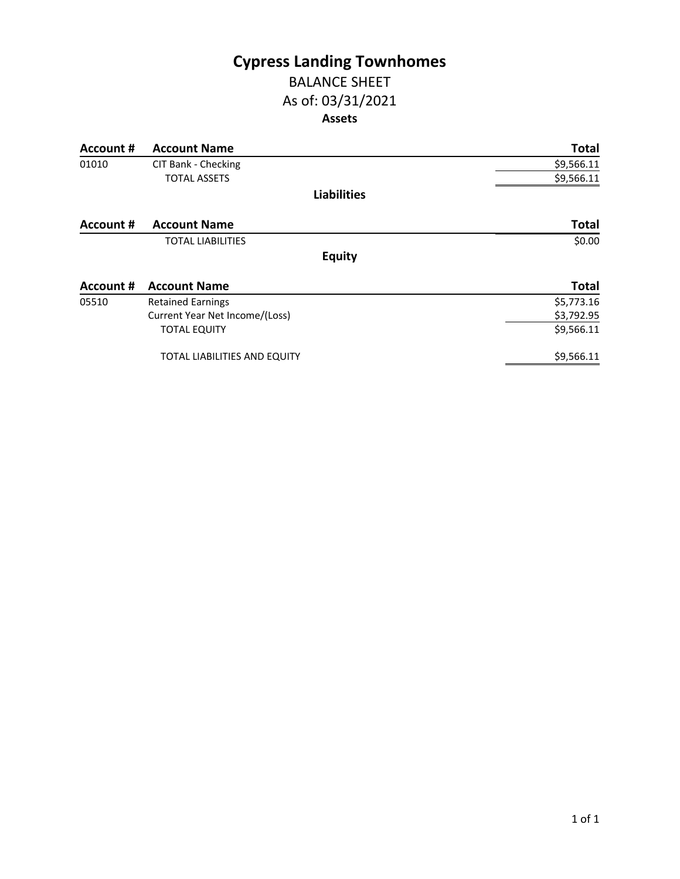# Cypress Landing Townhomes

## BALANCE SHEET

## As of: 03/31/2021

### Assets

| Account # | Account Name | Total |
|---|---|---|
| 01010 | CIT Bank - Checking | $9,566.11 |
| | TOTAL ASSETS | $9,566.11 |

### Liabilities

| Account # | Account Name | Total |
|---|---|---|
| | TOTAL LIABILITIES | $0.00 |

### Equity

| Account # | Account Name | Total |
|---|---|---|
| 05510 | Retained Earnings | $5,773.16 |
| | Current Year Net Income/(Loss) | $3,792.95 |
| | TOTAL EQUITY | $9,566.11 |
| | TOTAL LIABILITIES AND EQUITY | $9,566.11 |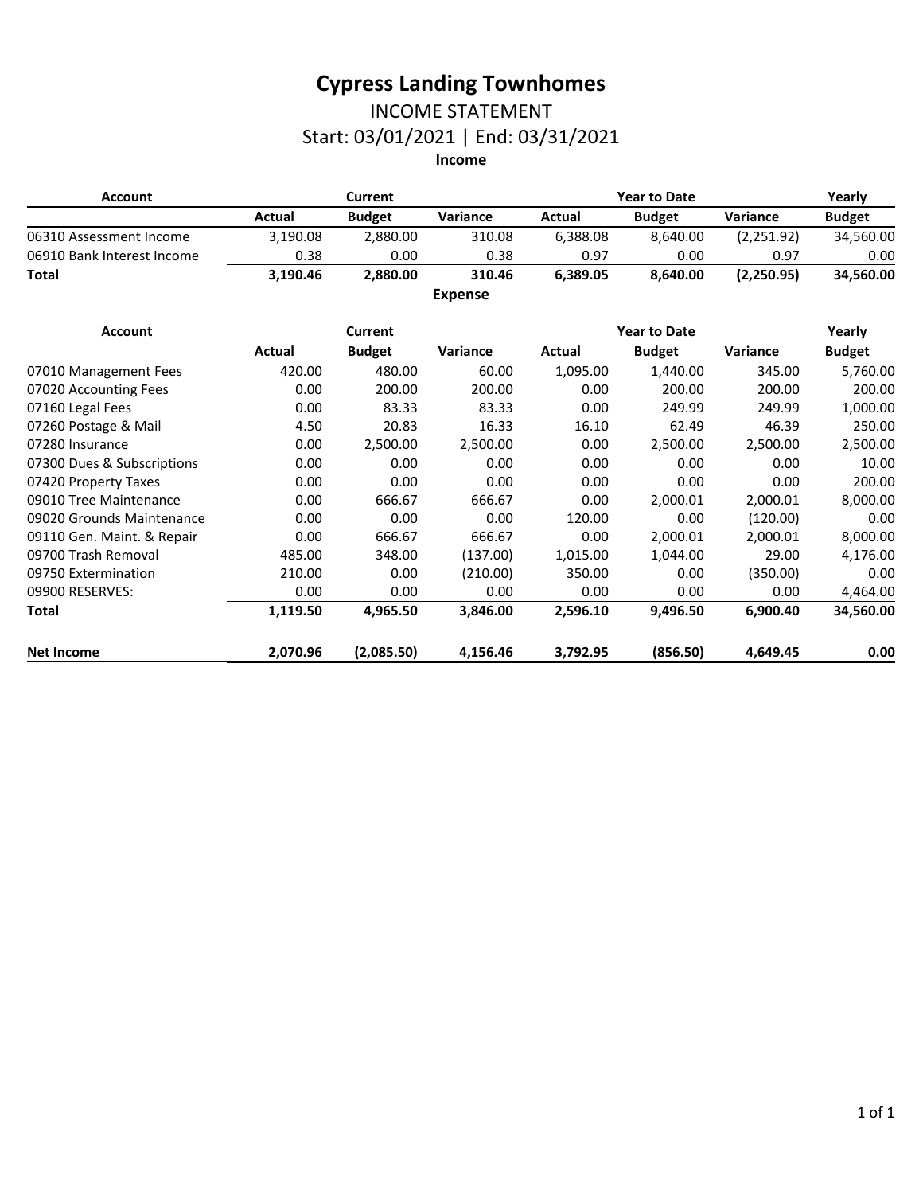# Cypress Landing Townhomes

## INCOME STATEMENT

## Start: 03/01/2021 | End: 03/31/2021

### Income

| Account | Current | | | Year to Date | | | Yearly |
|---|---|---|---|---|---|---|---|
| | Actual | Budget | Variance | Actual | Budget | Variance | Budget |
| 06310 Assessment Income | 3,190.08 | 2,880.00 | 310.08 | 6,388.08 | 8,640.00 | (2,251.92) | 34,560.00 |
| 06910 Bank Interest Income | 0.38 | 0.00 | 0.38 | 0.97 | 0.00 | 0.97 | 0.00 |
| **Total** | **3,190.46** | **2,880.00** | **310.46** | **6,389.05** | **8,640.00** | **(2,250.95)** | **34,560.00** |

### Expense

| Account | Current | | | Year to Date | | | Yearly |
|---|---|---|---|---|---|---|---|
| | Actual | Budget | Variance | Actual | Budget | Variance | Budget |
| 07010 Management Fees | 420.00 | 480.00 | 60.00 | 1,095.00 | 1,440.00 | 345.00 | 5,760.00 |
| 07020 Accounting Fees | 0.00 | 200.00 | 200.00 | 0.00 | 200.00 | 200.00 | 200.00 |
| 07160 Legal Fees | 0.00 | 83.33 | 83.33 | 0.00 | 249.99 | 249.99 | 1,000.00 |
| 07260 Postage & Mail | 4.50 | 20.83 | 16.33 | 16.10 | 62.49 | 46.39 | 250.00 |
| 07280 Insurance | 0.00 | 2,500.00 | 2,500.00 | 0.00 | 2,500.00 | 2,500.00 | 2,500.00 |
| 07300 Dues & Subscriptions | 0.00 | 0.00 | 0.00 | 0.00 | 0.00 | 0.00 | 10.00 |
| 07420 Property Taxes | 0.00 | 0.00 | 0.00 | 0.00 | 0.00 | 0.00 | 200.00 |
| 09010 Tree Maintenance | 0.00 | 666.67 | 666.67 | 0.00 | 2,000.01 | 2,000.01 | 8,000.00 |
| 09020 Grounds Maintenance | 0.00 | 0.00 | 0.00 | 120.00 | 0.00 | (120.00) | 0.00 |
| 09110 Gen. Maint. & Repair | 0.00 | 666.67 | 666.67 | 0.00 | 2,000.01 | 2,000.01 | 8,000.00 |
| 09700 Trash Removal | 485.00 | 348.00 | (137.00) | 1,015.00 | 1,044.00 | 29.00 | 4,176.00 |
| 09750 Extermination | 210.00 | 0.00 | (210.00) | 350.00 | 0.00 | (350.00) | 0.00 |
| 09900 RESERVES: | 0.00 | 0.00 | 0.00 | 0.00 | 0.00 | 0.00 | 4,464.00 |
| **Total** | **1,119.50** | **4,965.50** | **3,846.00** | **2,596.10** | **9,496.50** | **6,900.40** | **34,560.00** |
| | | | | | | | |
| **Net Income** | **2,070.96** | **(2,085.50)** | **4,156.46** | **3,792.95** | **(856.50)** | **4,649.45** | **0.00** |